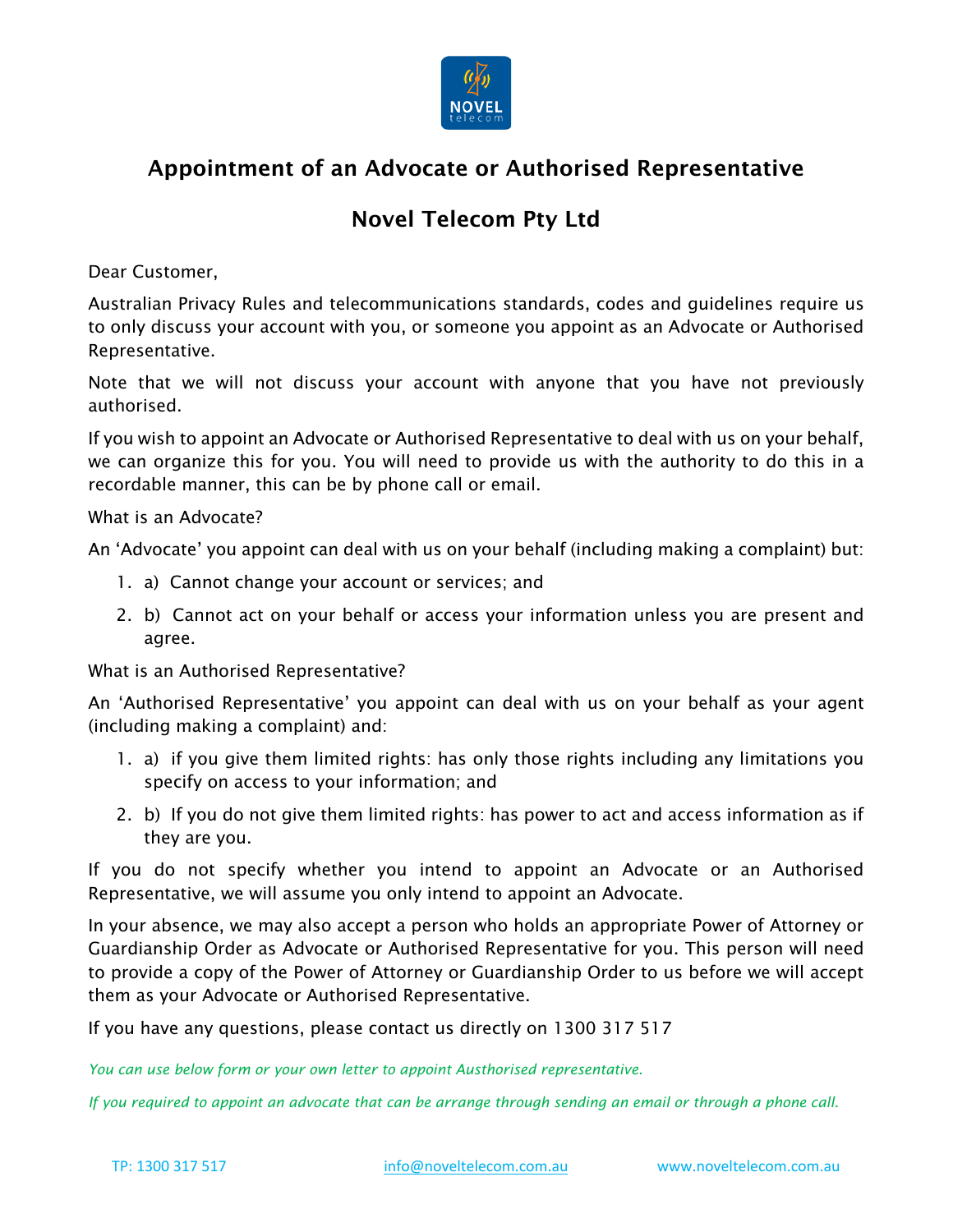# Appointment of an Advocate or Authorised Representative

## Novel Telecom Pty Ltd

Dear Customer,

Australian Privacy Rules and telecommunications standards, codes and guidelines require us to only discuss your account with you, or someone you appoint as an Advocate or Authorised Representative.

Note that we will not discuss your account with anyone that you have not previously authorised.

If you wish to appoint an Advocate or Authorised Representative to deal with us on your behalf, we can organize this for you. You will need to provide us with the authority to do this in a recordable manner, this can be by phone call or email.

What is an Advocate?

An 'Advocate' you appoint can deal with us on your behalf (including making a complaint) but:

1. a) Cannot change your account or services; and
2. b) Cannot act on your behalf or access your information unless you are present and agree.

What is an Authorised Representative?

An 'Authorised Representative' you appoint can deal with us on your behalf as your agent (including making a complaint) and:

1. a) if you give them limited rights: has only those rights including any limitations you specify on access to your information; and
2. b) If you do not give them limited rights: has power to act and access information as if they are you.

If you do not specify whether you intend to appoint an Advocate or an Authorised Representative, we will assume you only intend to appoint an Advocate.

In your absence, we may also accept a person who holds an appropriate Power of Attorney or Guardianship Order as Advocate or Authorised Representative for you. This person will need to provide a copy of the Power of Attorney or Guardianship Order to us before we will accept them as your Advocate or Authorised Representative.

If you have any questions, please contact us directly on 1300 317 517

*You can use below form or your own letter to appoint Austhorised representative.*

*If you required to appoint an advocate that can be arrange through sending an email or through a phone call.*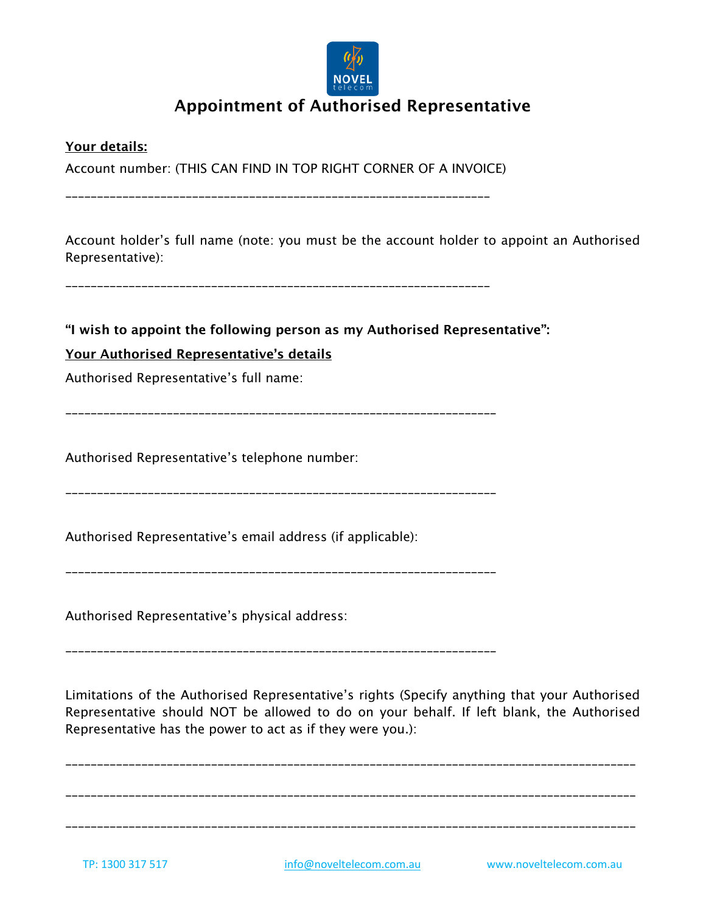# Appointment of Authorised Representative

**Your details:**

Account number: (THIS CAN FIND IN TOP RIGHT CORNER OF A INVOICE)

_______________________________________________________________

Account holder's full name (note: you must be the account holder to appoint an Authorised Representative):

_______________________________________________________________

**"I wish to appoint the following person as my Authorised Representative":**

**Your Authorised Representative's details**

Authorised Representative's full name:

_______________________________________________________________

Authorised Representative's telephone number:

_______________________________________________________________

Authorised Representative's email address (if applicable):

_______________________________________________________________

Authorised Representative's physical address:

_______________________________________________________________

Limitations of the Authorised Representative's rights (Specify anything that your Authorised Representative should NOT be allowed to do on your behalf. If left blank, the Authorised Representative has the power to act as if they were you.):

_______________________________________________________________________________

_______________________________________________________________________________

_______________________________________________________________________________

TP: 1300 317 517 info@noveltelecom.com.au www.noveltelecom.com.au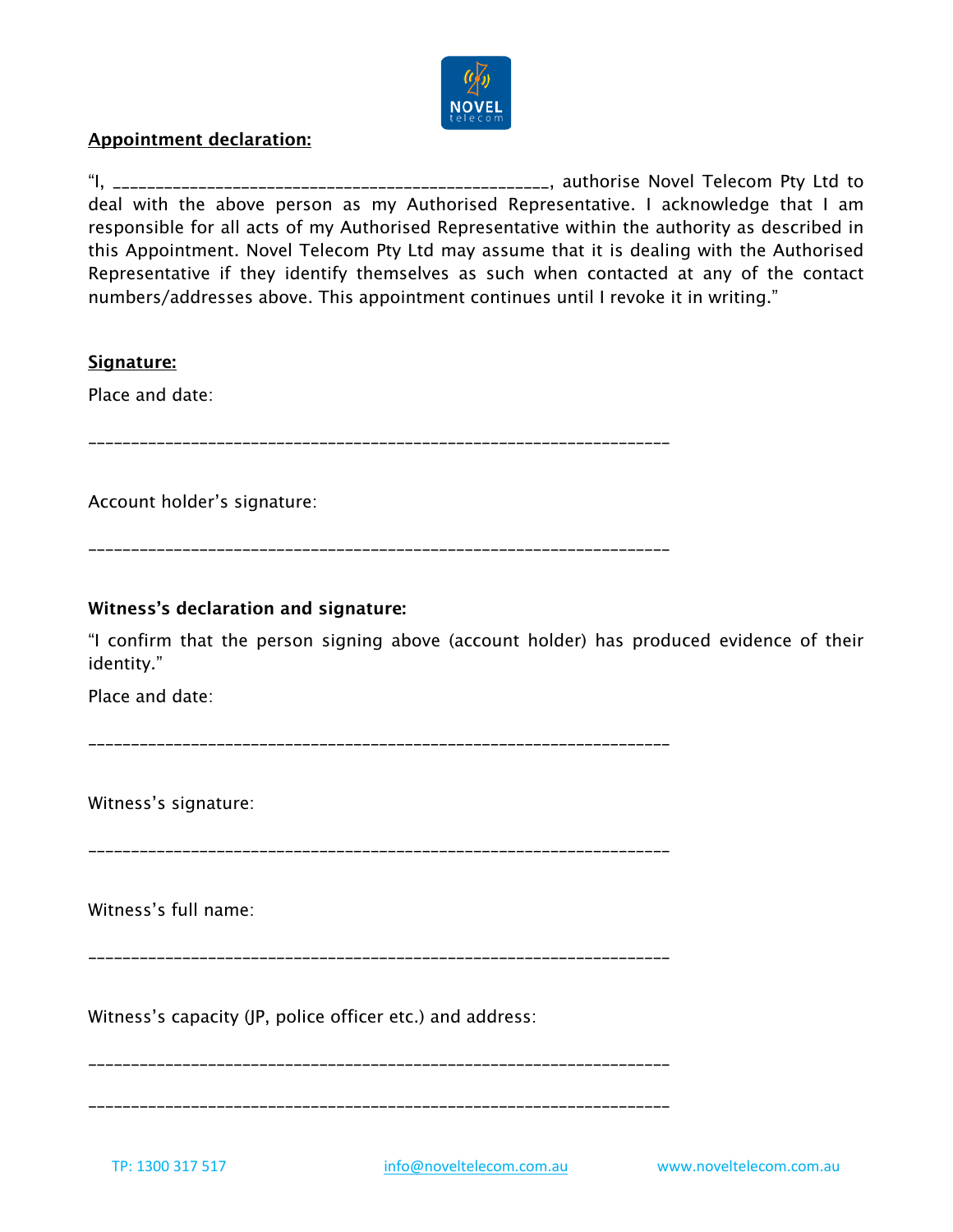**Appointment declaration:**

"I, \_\_\_\_\_\_\_\_\_\_\_\_\_\_\_\_\_\_\_\_\_\_\_\_\_\_\_\_\_\_\_\_\_\_\_\_\_\_\_\_\_\_\_\_\_\_\_\_\_\_\_, authorise Novel Telecom Pty Ltd to deal with the above person as my Authorised Representative. I acknowledge that I am responsible for all acts of my Authorised Representative within the authority as described in this Appointment. Novel Telecom Pty Ltd may assume that it is dealing with the Authorised Representative if they identify themselves as such when contacted at any of the contact numbers/addresses above. This appointment continues until I revoke it in writing."

**Signature:**

Place and date:

\_\_\_\_\_\_\_\_\_\_\_\_\_\_\_\_\_\_\_\_\_\_\_\_\_\_\_\_\_\_\_\_\_\_\_\_\_\_\_\_\_\_\_\_\_\_\_\_\_\_\_\_\_\_\_\_\_\_\_\_\_\_\_\_\_\_

Account holder's signature:

\_\_\_\_\_\_\_\_\_\_\_\_\_\_\_\_\_\_\_\_\_\_\_\_\_\_\_\_\_\_\_\_\_\_\_\_\_\_\_\_\_\_\_\_\_\_\_\_\_\_\_\_\_\_\_\_\_\_\_\_\_\_\_\_\_\_

**Witness's declaration and signature:**

"I confirm that the person signing above (account holder) has produced evidence of their identity."

Place and date:

\_\_\_\_\_\_\_\_\_\_\_\_\_\_\_\_\_\_\_\_\_\_\_\_\_\_\_\_\_\_\_\_\_\_\_\_\_\_\_\_\_\_\_\_\_\_\_\_\_\_\_\_\_\_\_\_\_\_\_\_\_\_\_\_\_\_

Witness's signature:

\_\_\_\_\_\_\_\_\_\_\_\_\_\_\_\_\_\_\_\_\_\_\_\_\_\_\_\_\_\_\_\_\_\_\_\_\_\_\_\_\_\_\_\_\_\_\_\_\_\_\_\_\_\_\_\_\_\_\_\_\_\_\_\_\_\_

Witness's full name:

\_\_\_\_\_\_\_\_\_\_\_\_\_\_\_\_\_\_\_\_\_\_\_\_\_\_\_\_\_\_\_\_\_\_\_\_\_\_\_\_\_\_\_\_\_\_\_\_\_\_\_\_\_\_\_\_\_\_\_\_\_\_\_\_\_\_

Witness's capacity (JP, police officer etc.) and address:

\_\_\_\_\_\_\_\_\_\_\_\_\_\_\_\_\_\_\_\_\_\_\_\_\_\_\_\_\_\_\_\_\_\_\_\_\_\_\_\_\_\_\_\_\_\_\_\_\_\_\_\_\_\_\_\_\_\_\_\_\_\_\_\_\_\_

\_\_\_\_\_\_\_\_\_\_\_\_\_\_\_\_\_\_\_\_\_\_\_\_\_\_\_\_\_\_\_\_\_\_\_\_\_\_\_\_\_\_\_\_\_\_\_\_\_\_\_\_\_\_\_\_\_\_\_\_\_\_\_\_\_\_